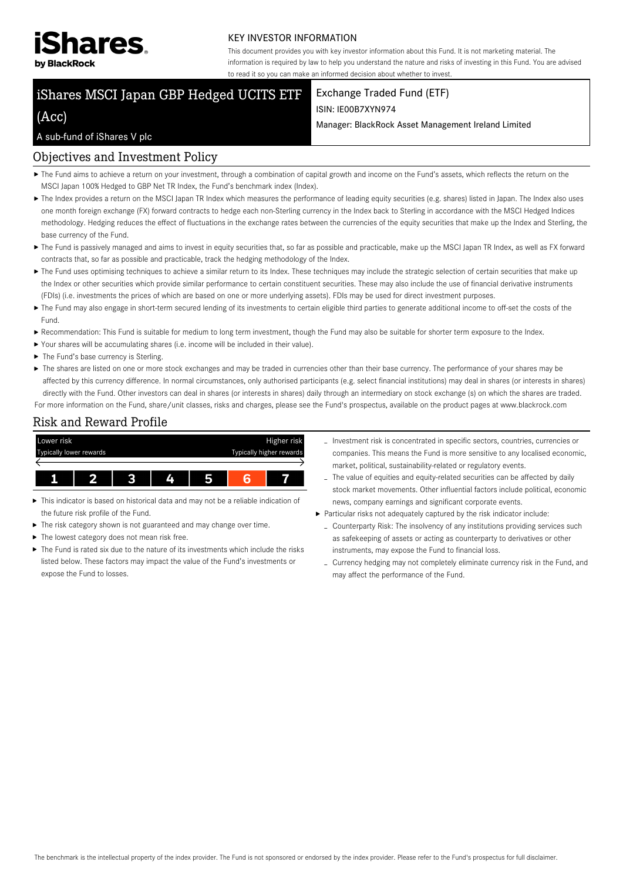**iShares by BlackRock**

KEY INVESTOR INFORMATION

This document provides you with key investor information about this Fund. It is not marketing material. The information is required by law to help you understand the nature and risks of investing in this Fund. You are advised to read it so you can make an informed decision about whether to invest.

# iShares MSCI Japan GBP Hedged UCITS ETF (Acc)

A sub-fund of iShares V plc

Exchange Traded Fund (ETF)

ISIN: IE00B7XYN974

Manager: BlackRock Asset Management Ireland Limited

## Objectives and Investment Policy

- The Fund aims to achieve a return on your investment, through a combination of capital growth and income on the Fund's assets, which reflects the return on the MSCI Japan 100% Hedged to GBP Net TR Index, the Fund's benchmark index (Index).
- The Index provides a return on the MSCI Japan TR Index which measures the performance of leading equity securities (e.g. shares) listed in Japan. The Index also uses one month foreign exchange (FX) forward contracts to hedge each non-Sterling currency in the Index back to Sterling in accordance with the MSCI Hedged Indices methodology. Hedging reduces the effect of fluctuations in the exchange rates between the currencies of the equity securities that make up the Index and Sterling, the base currency of the Fund.
- The Fund is passively managed and aims to invest in equity securities that, so far as possible and practicable, make up the MSCI Japan TR Index, as well as FX forward contracts that, so far as possible and practicable, track the hedging methodology of the Index.
- The Fund uses optimising techniques to achieve a similar return to its Index. These techniques may include the strategic selection of certain securities that make up the Index or other securities which provide similar performance to certain constituent securities. These may also include the use of financial derivative instruments (FDIs) (i.e. investments the prices of which are based on one or more underlying assets). FDIs may be used for direct investment purposes.
- The Fund may also engage in short-term secured lending of its investments to certain eligible third parties to generate additional income to off-set the costs of the Fund.
- Recommendation: This Fund is suitable for medium to long term investment, though the Fund may also be suitable for shorter term exposure to the Index.
- Your shares will be accumulating shares (i.e. income will be included in their value).
- The Fund's base currency is Sterling.
- The shares are listed on one or more stock exchanges and may be traded in currencies other than their base currency. The performance of your shares may be affected by this currency difference. In normal circumstances, only authorised participants (e.g. select financial institutions) may deal in shares (or interests in shares) directly with the Fund. Other investors can deal in shares (or interests in shares) daily through an intermediary on stock exchange (s) on which the shares are traded.

For more information on the Fund, share/unit classes, risks and charges, please see the Fund's prospectus, available on the product pages at www.blackrock.com

## Risk and Reward Profile

| Lower risk<br>Typically lower rewards | | | | | | Higher risk<br>Typically higher rewards |
|---|---|---|---|---|---|---|
| 1 | 2 | 3 | 4 | 5 | **6** | 7 |

- This indicator is based on historical data and may not be a reliable indication of the future risk profile of the Fund.
- The risk category shown is not guaranteed and may change over time.
- The lowest category does not mean risk free.
- The Fund is rated six due to the nature of its investments which include the risks listed below. These factors may impact the value of the Fund's investments or expose the Fund to losses.
  - Investment risk is concentrated in specific sectors, countries, currencies or companies. This means the Fund is more sensitive to any localised economic, market, political, sustainability-related or regulatory events.
  - The value of equities and equity-related securities can be affected by daily stock market movements. Other influential factors include political, economic news, company earnings and significant corporate events.
- Particular risks not adequately captured by the risk indicator include:
  - Counterparty Risk: The insolvency of any institutions providing services such as safekeeping of assets or acting as counterparty to derivatives or other instruments, may expose the Fund to financial loss.
  - Currency hedging may not completely eliminate currency risk in the Fund, and may affect the performance of the Fund.

The benchmark is the intellectual property of the index provider. The Fund is not sponsored or endorsed by the index provider. Please refer to the Fund's prospectus for full disclaimer.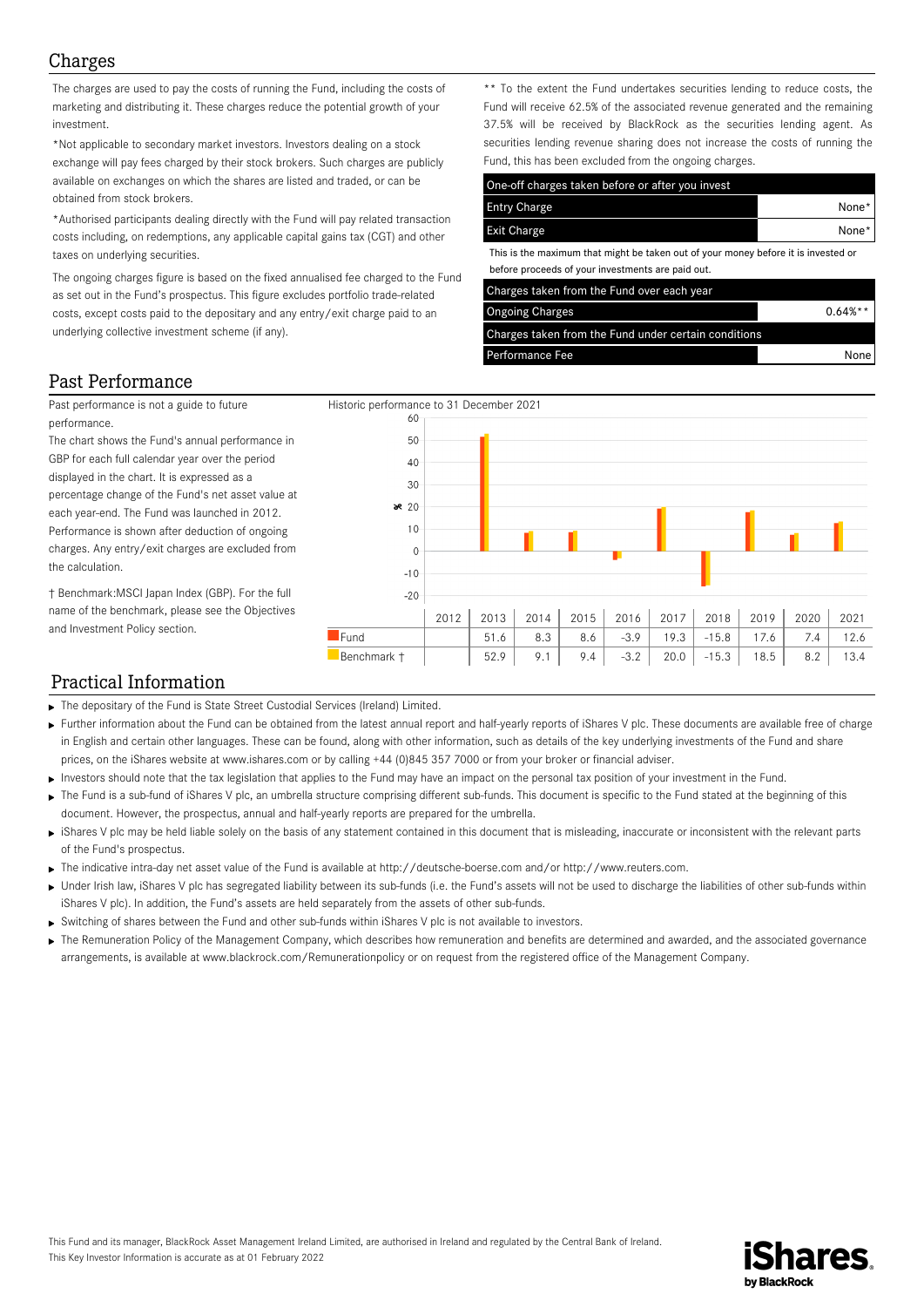## Charges

The charges are used to pay the costs of running the Fund, including the costs of marketing and distributing it. These charges reduce the potential growth of your investment.

*Not applicable to secondary market investors. Investors dealing on a stock exchange will pay fees charged by their stock brokers. Such charges are publicly available on exchanges on which the shares are listed and traded, or can be obtained from stock brokers.

*Authorised participants dealing directly with the Fund will pay related transaction costs including, on redemptions, any applicable capital gains tax (CGT) and other taxes on underlying securities.

The ongoing charges figure is based on the fixed annualised fee charged to the Fund as set out in the Fund's prospectus. This figure excludes portfolio trade-related costs, except costs paid to the depositary and any entry/exit charge paid to an underlying collective investment scheme (if any).

** To the extent the Fund undertakes securities lending to reduce costs, the Fund will receive 62.5% of the associated revenue generated and the remaining 37.5% will be received by BlackRock as the securities lending agent. As securities lending revenue sharing does not increase the costs of running the Fund, this has been excluded from the ongoing charges.

| One-off charges taken before or after you invest | |
|---|---|
| Entry Charge | None* |
| Exit Charge | None* |

This is the maximum that might be taken out of your money before it is invested or before proceeds of your investments are paid out.

| Charges taken from the Fund over each year | |
|---|---|
| Ongoing Charges | 0.64%** |
| **Charges taken from the Fund under certain conditions** | |
| Performance Fee | None |

## Past Performance

Past performance is not a guide to future performance.

The chart shows the Fund's annual performance in GBP for each full calendar year over the period displayed in the chart. It is expressed as a percentage change of the Fund's net asset value at each year-end. The Fund was launched in 2012. Performance is shown after deduction of ongoing charges. Any entry/exit charges are excluded from the calculation.

† Benchmark:MSCI Japan Index (GBP). For the full name of the benchmark, please see the Objectives and Investment Policy section.

Historic performance to 31 December 2021

%

60
50
40
30
20
10
0
-10
-20

| | 2012 | 2013 | 2014 | 2015 | 2016 | 2017 | 2018 | 2019 | 2020 | 2021 |
|---|---|---|---|---|---|---|---|---|---|---|
| Fund | | 51.6 | 8.3 | 8.6 | -3.9 | 19.3 | -15.8 | 17.6 | 7.4 | 12.6 |
| Benchmark † | | 52.9 | 9.1 | 9.4 | -3.2 | 20.0 | -15.3 | 18.5 | 8.2 | 13.4 |

## Practical Information

- The depositary of the Fund is State Street Custodial Services (Ireland) Limited.
- Further information about the Fund can be obtained from the latest annual report and half-yearly reports of iShares V plc. These documents are available free of charge in English and certain other languages. These can be found, along with other information, such as details of the key underlying investments of the Fund and share prices, on the iShares website at www.ishares.com or by calling +44 (0)845 357 7000 or from your broker or financial adviser.
- Investors should note that the tax legislation that applies to the Fund may have an impact on the personal tax position of your investment in the Fund.
- The Fund is a sub-fund of iShares V plc, an umbrella structure comprising different sub-funds. This document is specific to the Fund stated at the beginning of this document. However, the prospectus, annual and half-yearly reports are prepared for the umbrella.
- iShares V plc may be held liable solely on the basis of any statement contained in this document that is misleading, inaccurate or inconsistent with the relevant parts of the Fund's prospectus.
- The indicative intra-day net asset value of the Fund is available at http://deutsche-boerse.com and/or http://www.reuters.com.
- Under Irish law, iShares V plc has segregated liability between its sub-funds (i.e. the Fund's assets will not be used to discharge the liabilities of other sub-funds within iShares V plc). In addition, the Fund's assets are held separately from the assets of other sub-funds.
- Switching of shares between the Fund and other sub-funds within iShares V plc is not available to investors.
- The Remuneration Policy of the Management Company, which describes how remuneration and benefits are determined and awarded, and the associated governance arrangements, is available at www.blackrock.com/Remunerationpolicy or on request from the registered office of the Management Company.

This Fund and its manager, BlackRock Asset Management Ireland Limited, are authorised in Ireland and regulated by the Central Bank of Ireland.
This Key Investor Information is accurate as at 01 February 2022